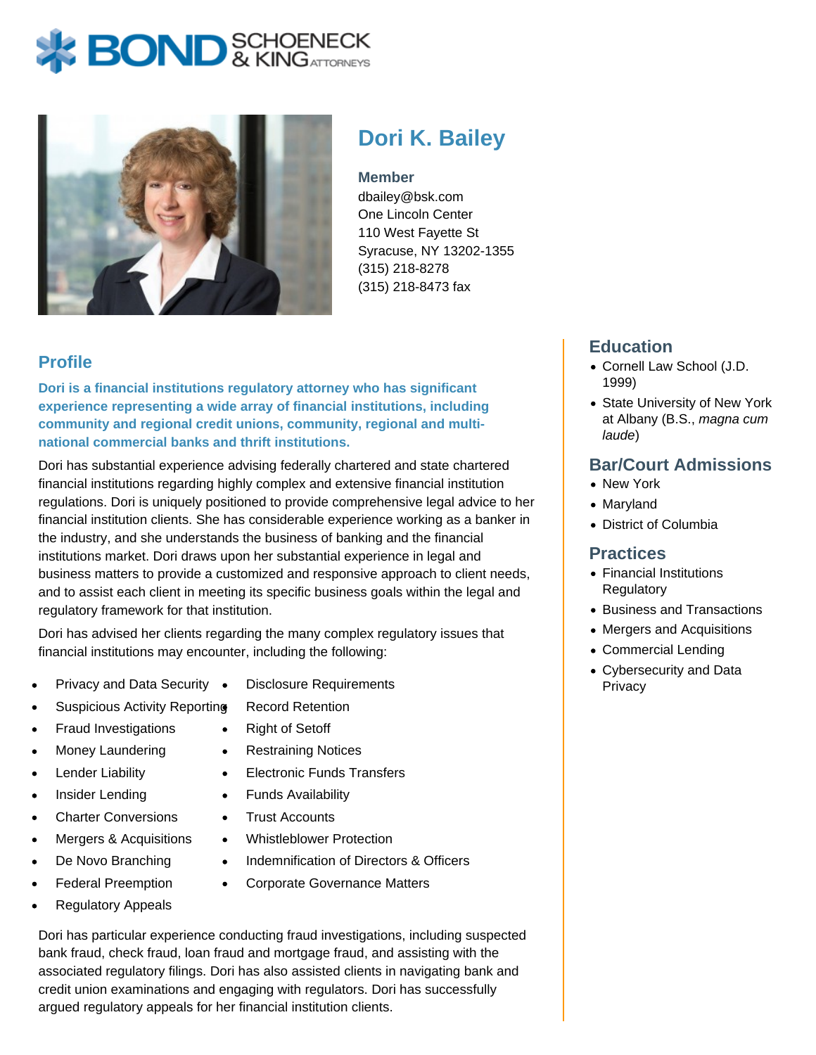# Dori K. Bailey

**Member**
dbailey@bsk.com
One Lincoln Center
110 West Fayette St
Syracuse, NY 13202-1355
(315) 218-8278
(315) 218-8473 fax

## Profile

**Dori is a financial institutions regulatory attorney who has significant experience representing a wide array of financial institutions, including community and regional credit unions, community, regional and multi-national commercial banks and thrift institutions.**

Dori has substantial experience advising federally chartered and state chartered financial institutions regarding highly complex and extensive financial institution regulations. Dori is uniquely positioned to provide comprehensive legal advice to her financial institution clients. She has considerable experience working as a banker in the industry, and she understands the business of banking and the financial institutions market. Dori draws upon her substantial experience in legal and business matters to provide a customized and responsive approach to client needs, and to assist each client in meeting its specific business goals within the legal and regulatory framework for that institution.

Dori has advised her clients regarding the many complex regulatory issues that financial institutions may encounter, including the following:

- Privacy and Data Security
- Suspicious Activity Reporting
- Fraud Investigations
- Money Laundering
- Lender Liability
- Insider Lending
- Charter Conversions
- Mergers & Acquisitions
- De Novo Branching
- Federal Preemption
- Regulatory Appeals
- Disclosure Requirements
- Record Retention
- Right of Setoff
- Restraining Notices
- Electronic Funds Transfers
- Funds Availability
- Trust Accounts
- Whistleblower Protection
- Indemnification of Directors & Officers
- Corporate Governance Matters

Dori has particular experience conducting fraud investigations, including suspected bank fraud, check fraud, loan fraud and mortgage fraud, and assisting with the associated regulatory filings. Dori has also assisted clients in navigating bank and credit union examinations and engaging with regulators. Dori has successfully argued regulatory appeals for her financial institution clients.

## Education

- Cornell Law School (J.D. 1999)
- State University of New York at Albany (B.S., *magna cum laude*)

## Bar/Court Admissions

- New York
- Maryland
- District of Columbia

## Practices

- Financial Institutions Regulatory
- Business and Transactions
- Mergers and Acquisitions
- Commercial Lending
- Cybersecurity and Data Privacy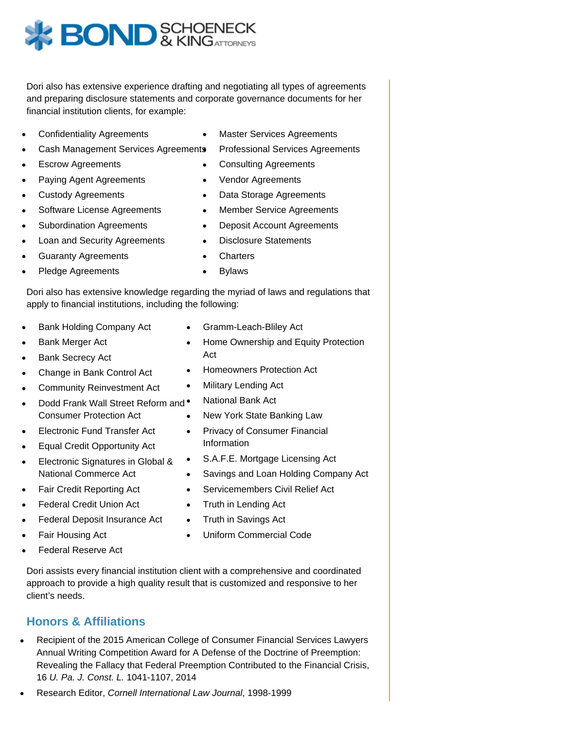Dori also has extensive experience drafting and negotiating all types of agreements and preparing disclosure statements and corporate governance documents for her financial institution clients, for example:

- Confidentiality Agreements
- Cash Management Services Agreements
- Escrow Agreements
- Paying Agent Agreements
- Custody Agreements
- Software License Agreements
- Subordination Agreements
- Loan and Security Agreements
- Guaranty Agreements
- Pledge Agreements
- Master Services Agreements
- Professional Services Agreements
- Consulting Agreements
- Vendor Agreements
- Data Storage Agreements
- Member Service Agreements
- Deposit Account Agreements
- Disclosure Statements
- Charters
- Bylaws

Dori also has extensive knowledge regarding the myriad of laws and regulations that apply to financial institutions, including the following:

- Bank Holding Company Act
- Bank Merger Act
- Bank Secrecy Act
- Change in Bank Control Act
- Community Reinvestment Act
- Dodd Frank Wall Street Reform and Consumer Protection Act
- Electronic Fund Transfer Act
- Equal Credit Opportunity Act
- Electronic Signatures in Global & National Commerce Act
- Fair Credit Reporting Act
- Federal Credit Union Act
- Federal Deposit Insurance Act
- Fair Housing Act
- Federal Reserve Act
- Gramm-Leach-Bliley Act
- Home Ownership and Equity Protection Act
- Homeowners Protection Act
- Military Lending Act
- National Bank Act
- New York State Banking Law
- Privacy of Consumer Financial Information
- S.A.F.E. Mortgage Licensing Act
- Savings and Loan Holding Company Act
- Servicemembers Civil Relief Act
- Truth in Lending Act
- Truth in Savings Act
- Uniform Commercial Code

Dori assists every financial institution client with a comprehensive and coordinated approach to provide a high quality result that is customized and responsive to her client's needs.

## Honors & Affiliations

- Recipient of the 2015 American College of Consumer Financial Services Lawyers Annual Writing Competition Award for A Defense of the Doctrine of Preemption: Revealing the Fallacy that Federal Preemption Contributed to the Financial Crisis, 16 *U. Pa. J. Const. L.* 1041-1107, 2014
- Research Editor, *Cornell International Law Journal*, 1998-1999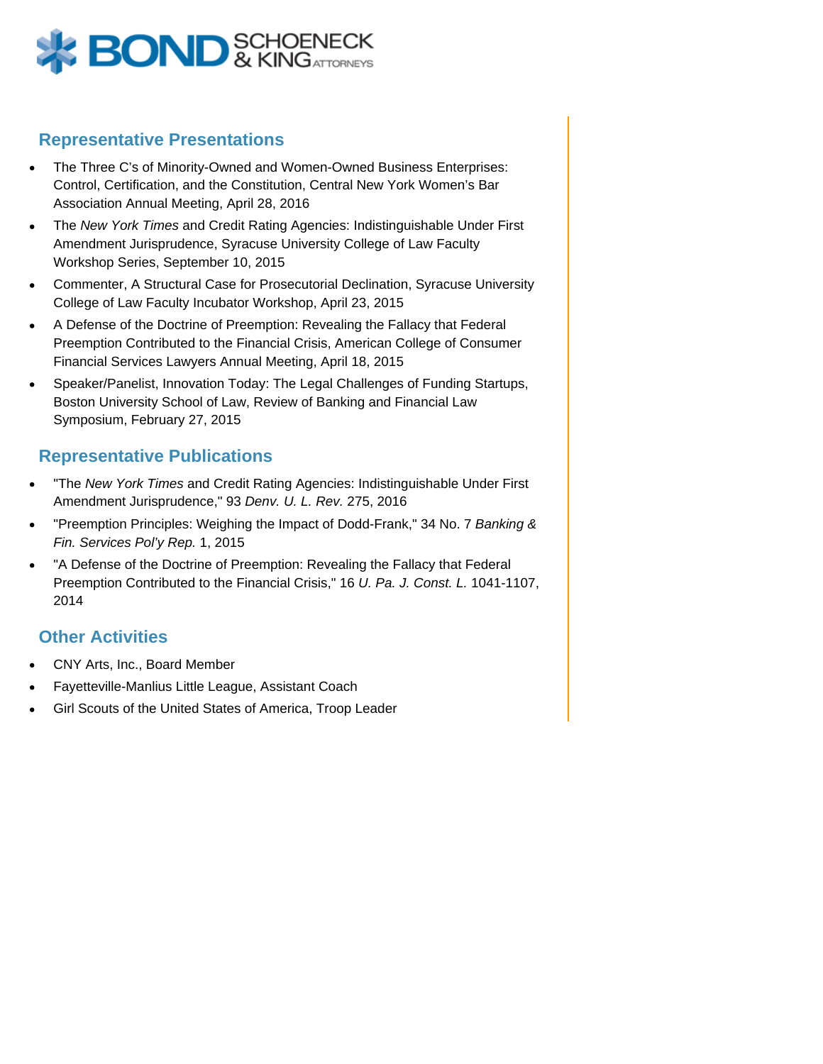## Representative Presentations

- The Three C's of Minority-Owned and Women-Owned Business Enterprises: Control, Certification, and the Constitution, Central New York Women's Bar Association Annual Meeting, April 28, 2016
- The *New York Times* and Credit Rating Agencies: Indistinguishable Under First Amendment Jurisprudence, Syracuse University College of Law Faculty Workshop Series, September 10, 2015
- Commenter, A Structural Case for Prosecutorial Declination, Syracuse University College of Law Faculty Incubator Workshop, April 23, 2015
- A Defense of the Doctrine of Preemption: Revealing the Fallacy that Federal Preemption Contributed to the Financial Crisis, American College of Consumer Financial Services Lawyers Annual Meeting, April 18, 2015
- Speaker/Panelist, Innovation Today: The Legal Challenges of Funding Startups, Boston University School of Law, Review of Banking and Financial Law Symposium, February 27, 2015

## Representative Publications

- "The *New York Times* and Credit Rating Agencies: Indistinguishable Under First Amendment Jurisprudence," 93 *Denv. U. L. Rev.* 275, 2016
- "Preemption Principles: Weighing the Impact of Dodd-Frank," 34 No. 7 *Banking & Fin. Services Pol'y Rep.* 1, 2015
- "A Defense of the Doctrine of Preemption: Revealing the Fallacy that Federal Preemption Contributed to the Financial Crisis," 16 *U. Pa. J. Const. L.* 1041-1107, 2014

## Other Activities

- CNY Arts, Inc., Board Member
- Fayetteville-Manlius Little League, Assistant Coach
- Girl Scouts of the United States of America, Troop Leader